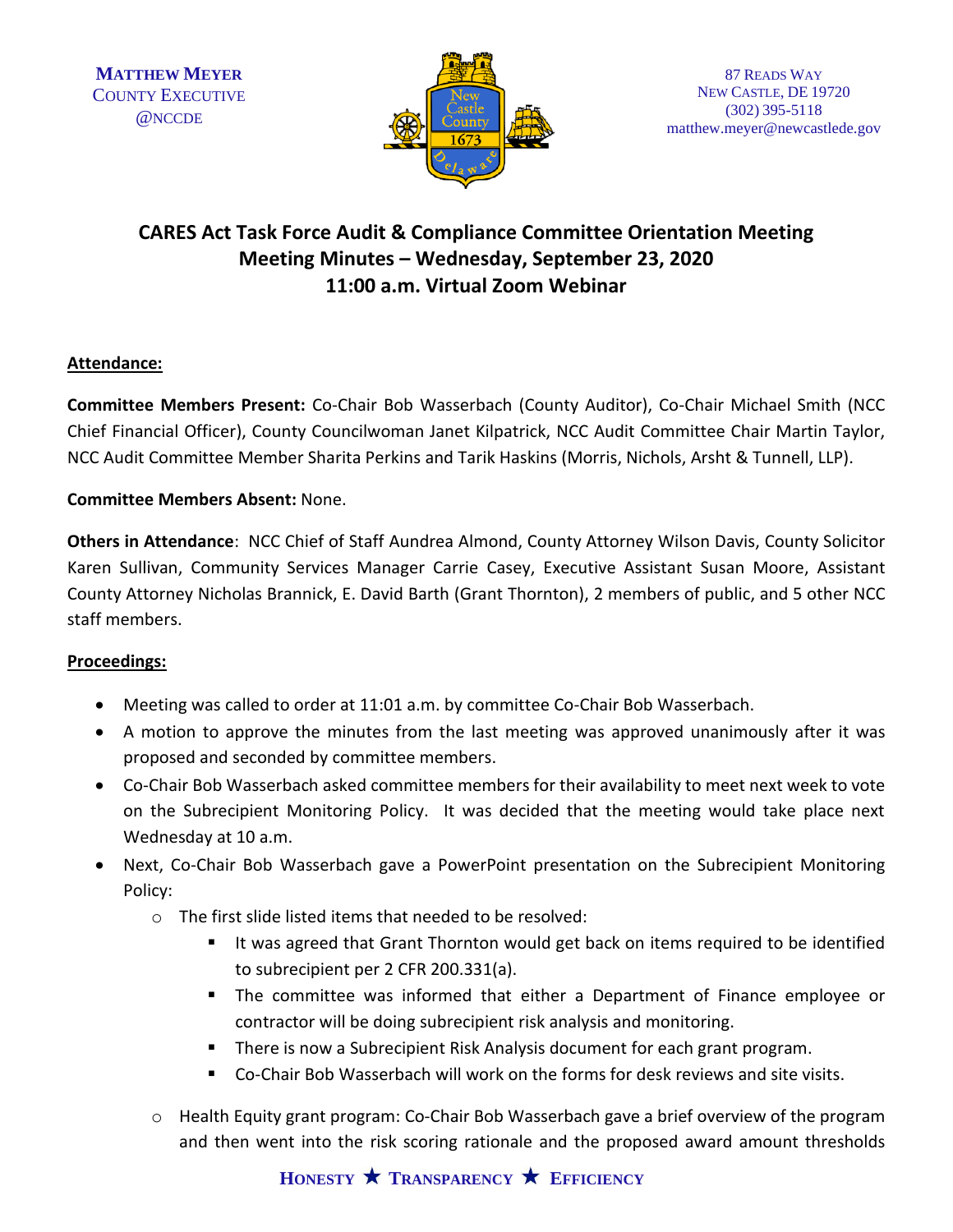MATTHEW MEYER
COUNTY EXECUTIVE
@NCCDE

87 READS WAY
NEW CASTLE, DE 19720
(302) 395-5118
matthew.meyer@newcastlede.gov

# CARES Act Task Force Audit & Compliance Committee Orientation Meeting
## Meeting Minutes – Wednesday, September 23, 2020
## 11:00 a.m. Virtual Zoom Webinar

**Attendance:**

**Committee Members Present:** Co-Chair Bob Wasserbach (County Auditor), Co-Chair Michael Smith (NCC Chief Financial Officer), County Councilwoman Janet Kilpatrick, NCC Audit Committee Chair Martin Taylor, NCC Audit Committee Member Sharita Perkins and Tarik Haskins (Morris, Nichols, Arsht & Tunnell, LLP).

**Committee Members Absent:** None.

**Others in Attendance**: NCC Chief of Staff Aundrea Almond, County Attorney Wilson Davis, County Solicitor Karen Sullivan, Community Services Manager Carrie Casey, Executive Assistant Susan Moore, Assistant County Attorney Nicholas Brannick, E. David Barth (Grant Thornton), 2 members of public, and 5 other NCC staff members.

**Proceedings:**

- Meeting was called to order at 11:01 a.m. by committee Co-Chair Bob Wasserbach.
- A motion to approve the minutes from the last meeting was approved unanimously after it was proposed and seconded by committee members.
- Co-Chair Bob Wasserbach asked committee members for their availability to meet next week to vote on the Subrecipient Monitoring Policy. It was decided that the meeting would take place next Wednesday at 10 a.m.
- Next, Co-Chair Bob Wasserbach gave a PowerPoint presentation on the Subrecipient Monitoring Policy:
  - The first slide listed items that needed to be resolved:
    - It was agreed that Grant Thornton would get back on items required to be identified to subrecipient per 2 CFR 200.331(a).
    - The committee was informed that either a Department of Finance employee or contractor will be doing subrecipient risk analysis and monitoring.
    - There is now a Subrecipient Risk Analysis document for each grant program.
    - Co-Chair Bob Wasserbach will work on the forms for desk reviews and site visits.
  - Health Equity grant program: Co-Chair Bob Wasserbach gave a brief overview of the program and then went into the risk scoring rationale and the proposed award amount thresholds

HONESTY ★ TRANSPARENCY ★ EFFICIENCY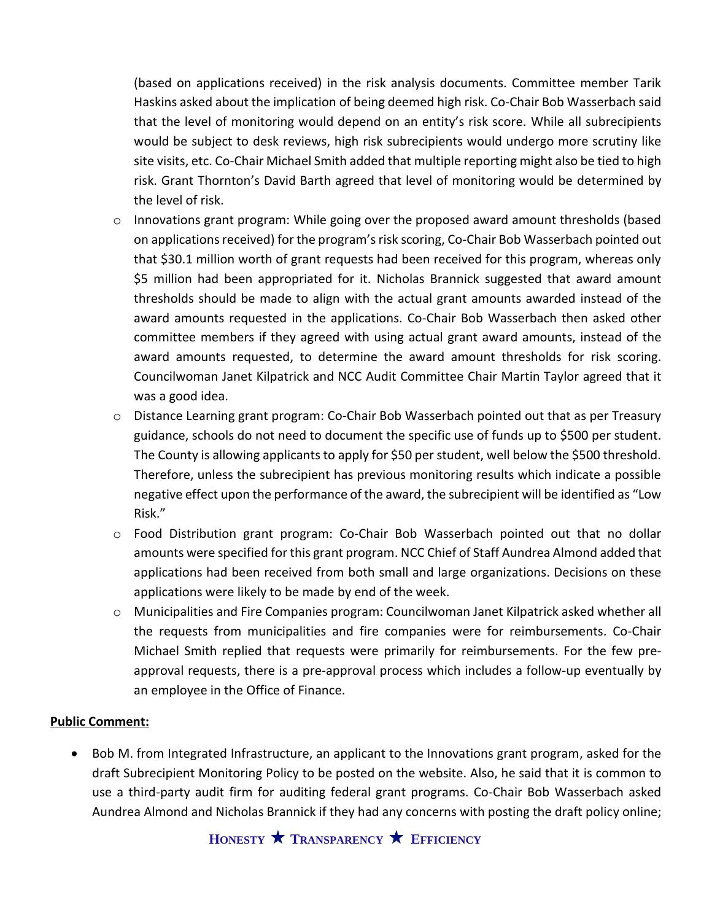(based on applications received) in the risk analysis documents. Committee member Tarik Haskins asked about the implication of being deemed high risk. Co-Chair Bob Wasserbach said that the level of monitoring would depend on an entity's risk score. While all subrecipients would be subject to desk reviews, high risk subrecipients would undergo more scrutiny like site visits, etc. Co-Chair Michael Smith added that multiple reporting might also be tied to high risk. Grant Thornton's David Barth agreed that level of monitoring would be determined by the level of risk.

- Innovations grant program: While going over the proposed award amount thresholds (based on applications received) for the program's risk scoring, Co-Chair Bob Wasserbach pointed out that $30.1 million worth of grant requests had been received for this program, whereas only $5 million had been appropriated for it. Nicholas Brannick suggested that award amount thresholds should be made to align with the actual grant amounts awarded instead of the award amounts requested in the applications. Co-Chair Bob Wasserbach then asked other committee members if they agreed with using actual grant award amounts, instead of the award amounts requested, to determine the award amount thresholds for risk scoring. Councilwoman Janet Kilpatrick and NCC Audit Committee Chair Martin Taylor agreed that it was a good idea.
- Distance Learning grant program: Co-Chair Bob Wasserbach pointed out that as per Treasury guidance, schools do not need to document the specific use of funds up to $500 per student. The County is allowing applicants to apply for $50 per student, well below the $500 threshold. Therefore, unless the subrecipient has previous monitoring results which indicate a possible negative effect upon the performance of the award, the subrecipient will be identified as "Low Risk."
- Food Distribution grant program: Co-Chair Bob Wasserbach pointed out that no dollar amounts were specified for this grant program. NCC Chief of Staff Aundrea Almond added that applications had been received from both small and large organizations. Decisions on these applications were likely to be made by end of the week.
- Municipalities and Fire Companies program: Councilwoman Janet Kilpatrick asked whether all the requests from municipalities and fire companies were for reimbursements. Co-Chair Michael Smith replied that requests were primarily for reimbursements. For the few pre-approval requests, there is a pre-approval process which includes a follow-up eventually by an employee in the Office of Finance.

**Public Comment:**

- Bob M. from Integrated Infrastructure, an applicant to the Innovations grant program, asked for the draft Subrecipient Monitoring Policy to be posted on the website. Also, he said that it is common to use a third-party audit firm for auditing federal grant programs. Co-Chair Bob Wasserbach asked Aundrea Almond and Nicholas Brannick if they had any concerns with posting the draft policy online;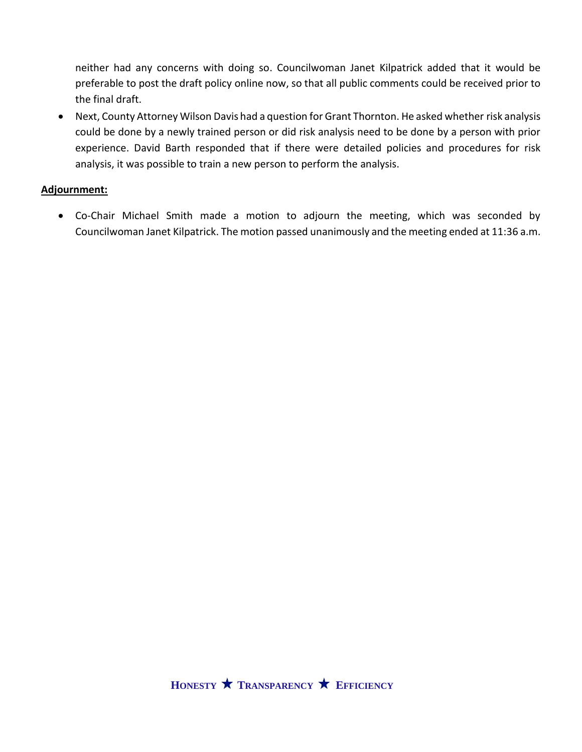neither had any concerns with doing so. Councilwoman Janet Kilpatrick added that it would be preferable to post the draft policy online now, so that all public comments could be received prior to the final draft.

- Next, County Attorney Wilson Davis had a question for Grant Thornton. He asked whether risk analysis could be done by a newly trained person or did risk analysis need to be done by a person with prior experience. David Barth responded that if there were detailed policies and procedures for risk analysis, it was possible to train a new person to perform the analysis.

**Adjournment:**

- Co-Chair Michael Smith made a motion to adjourn the meeting, which was seconded by Councilwoman Janet Kilpatrick. The motion passed unanimously and the meeting ended at 11:36 a.m.

HONESTY ★ TRANSPARENCY ★ EFFICIENCY